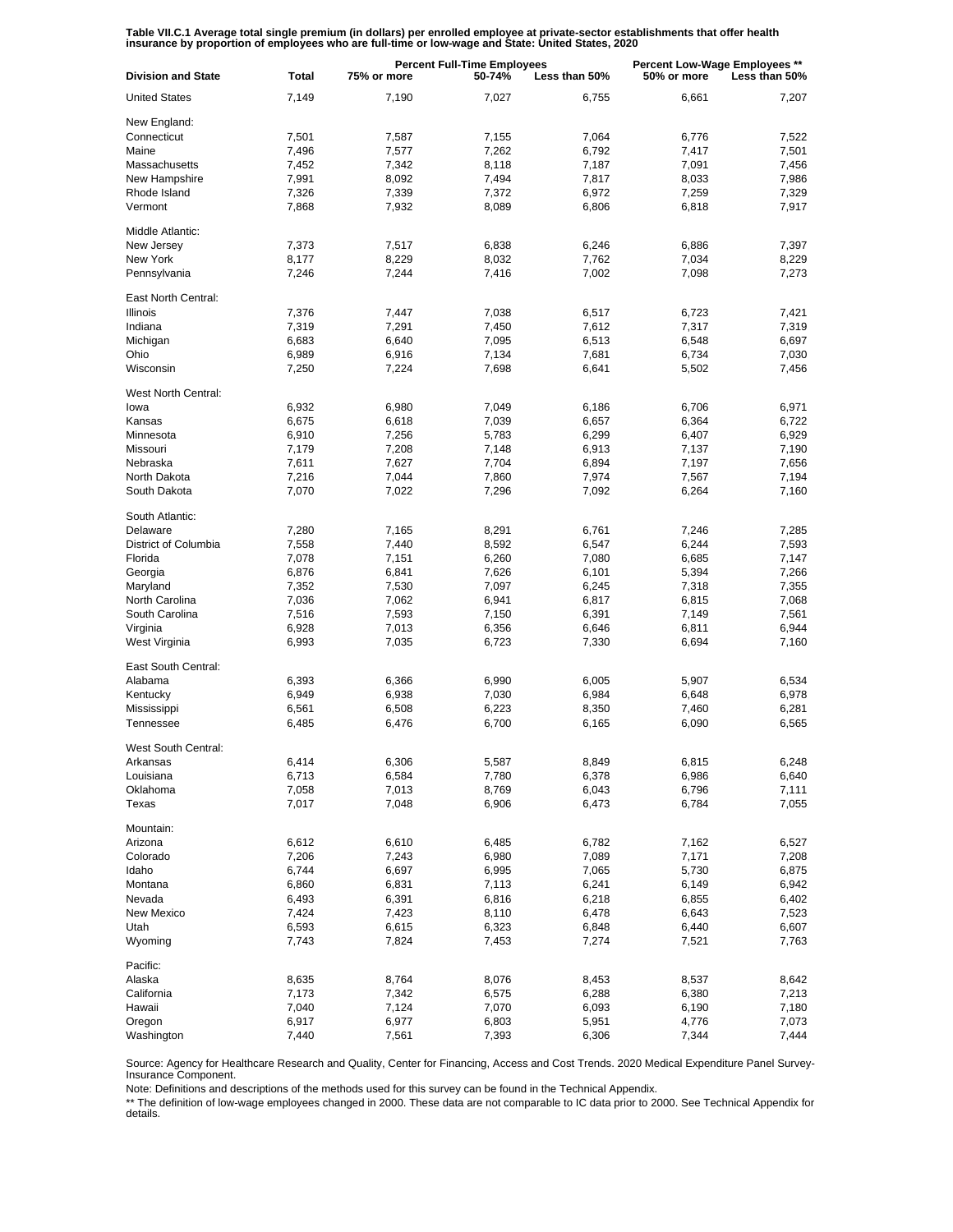**Table VII.C.1 Average total single premium (in dollars) per enrolled employee at private-sector establishments that offer health insurance by proportion of employees who are full-time or low-wage and State: United States, 2020**

| Division and State | Total | Percent Full-Time Employees | | | Percent Low-Wage Employees ** | |
|---|---|---|---|---|---|---|
| | | 75% or more | 50-74% | Less than 50% | 50% or more | Less than 50% |
| United States | 7,149 | 7,190 | 7,027 | 6,755 | 6,661 | 7,207 |
| New England: | | | | | | |
| Connecticut | 7,501 | 7,587 | 7,155 | 7,064 | 6,776 | 7,522 |
| Maine | 7,496 | 7,577 | 7,262 | 6,792 | 7,417 | 7,501 |
| Massachusetts | 7,452 | 7,342 | 8,118 | 7,187 | 7,091 | 7,456 |
| New Hampshire | 7,991 | 8,092 | 7,494 | 7,817 | 8,033 | 7,986 |
| Rhode Island | 7,326 | 7,339 | 7,372 | 6,972 | 7,259 | 7,329 |
| Vermont | 7,868 | 7,932 | 8,089 | 6,806 | 6,818 | 7,917 |
| Middle Atlantic: | | | | | | |
| New Jersey | 7,373 | 7,517 | 6,838 | 6,246 | 6,886 | 7,397 |
| New York | 8,177 | 8,229 | 8,032 | 7,762 | 7,034 | 8,229 |
| Pennsylvania | 7,246 | 7,244 | 7,416 | 7,002 | 7,098 | 7,273 |
| East North Central: | | | | | | |
| Illinois | 7,376 | 7,447 | 7,038 | 6,517 | 6,723 | 7,421 |
| Indiana | 7,319 | 7,291 | 7,450 | 7,612 | 7,317 | 7,319 |
| Michigan | 6,683 | 6,640 | 7,095 | 6,513 | 6,548 | 6,697 |
| Ohio | 6,989 | 6,916 | 7,134 | 7,681 | 6,734 | 7,030 |
| Wisconsin | 7,250 | 7,224 | 7,698 | 6,641 | 5,502 | 7,456 |
| West North Central: | | | | | | |
| Iowa | 6,932 | 6,980 | 7,049 | 6,186 | 6,706 | 6,971 |
| Kansas | 6,675 | 6,618 | 7,039 | 6,657 | 6,364 | 6,722 |
| Minnesota | 6,910 | 7,256 | 5,783 | 6,299 | 6,407 | 6,929 |
| Missouri | 7,179 | 7,208 | 7,148 | 6,913 | 7,137 | 7,190 |
| Nebraska | 7,611 | 7,627 | 7,704 | 6,894 | 7,197 | 7,656 |
| North Dakota | 7,216 | 7,044 | 7,860 | 7,974 | 7,567 | 7,194 |
| South Dakota | 7,070 | 7,022 | 7,296 | 7,092 | 6,264 | 7,160 |
| South Atlantic: | | | | | | |
| Delaware | 7,280 | 7,165 | 8,291 | 6,761 | 7,246 | 7,285 |
| District of Columbia | 7,558 | 7,440 | 8,592 | 6,547 | 6,244 | 7,593 |
| Florida | 7,078 | 7,151 | 6,260 | 7,080 | 6,685 | 7,147 |
| Georgia | 6,876 | 6,841 | 7,626 | 6,101 | 5,394 | 7,266 |
| Maryland | 7,352 | 7,530 | 7,097 | 6,245 | 7,318 | 7,355 |
| North Carolina | 7,036 | 7,062 | 6,941 | 6,817 | 6,815 | 7,068 |
| South Carolina | 7,516 | 7,593 | 7,150 | 6,391 | 7,149 | 7,561 |
| Virginia | 6,928 | 7,013 | 6,356 | 6,646 | 6,811 | 6,944 |
| West Virginia | 6,993 | 7,035 | 6,723 | 7,330 | 6,694 | 7,160 |
| East South Central: | | | | | | |
| Alabama | 6,393 | 6,366 | 6,990 | 6,005 | 5,907 | 6,534 |
| Kentucky | 6,949 | 6,938 | 7,030 | 6,984 | 6,648 | 6,978 |
| Mississippi | 6,561 | 6,508 | 6,223 | 8,350 | 7,460 | 6,281 |
| Tennessee | 6,485 | 6,476 | 6,700 | 6,165 | 6,090 | 6,565 |
| West South Central: | | | | | | |
| Arkansas | 6,414 | 6,306 | 5,587 | 8,849 | 6,815 | 6,248 |
| Louisiana | 6,713 | 6,584 | 7,780 | 6,378 | 6,986 | 6,640 |
| Oklahoma | 7,058 | 7,013 | 8,769 | 6,043 | 6,796 | 7,111 |
| Texas | 7,017 | 7,048 | 6,906 | 6,473 | 6,784 | 7,055 |
| Mountain: | | | | | | |
| Arizona | 6,612 | 6,610 | 6,485 | 6,782 | 7,162 | 6,527 |
| Colorado | 7,206 | 7,243 | 6,980 | 7,089 | 7,171 | 7,208 |
| Idaho | 6,744 | 6,697 | 6,995 | 7,065 | 5,730 | 6,875 |
| Montana | 6,860 | 6,831 | 7,113 | 6,241 | 6,149 | 6,942 |
| Nevada | 6,493 | 6,391 | 6,816 | 6,218 | 6,855 | 6,402 |
| New Mexico | 7,424 | 7,423 | 8,110 | 6,478 | 6,643 | 7,523 |
| Utah | 6,593 | 6,615 | 6,323 | 6,848 | 6,440 | 6,607 |
| Wyoming | 7,743 | 7,824 | 7,453 | 7,274 | 7,521 | 7,763 |
| Pacific: | | | | | | |
| Alaska | 8,635 | 8,764 | 8,076 | 8,453 | 8,537 | 8,642 |
| California | 7,173 | 7,342 | 6,575 | 6,288 | 6,380 | 7,213 |
| Hawaii | 7,040 | 7,124 | 7,070 | 6,093 | 6,190 | 7,180 |
| Oregon | 6,917 | 6,977 | 6,803 | 5,951 | 4,776 | 7,073 |
| Washington | 7,440 | 7,561 | 7,393 | 6,306 | 7,344 | 7,444 |

Source: Agency for Healthcare Research and Quality, Center for Financing, Access and Cost Trends. 2020 Medical Expenditure Panel Survey-Insurance Component.

Note: Definitions and descriptions of the methods used for this survey can be found in the Technical Appendix.

** The definition of low-wage employees changed in 2000. These data are not comparable to IC data prior to 2000. See Technical Appendix for details.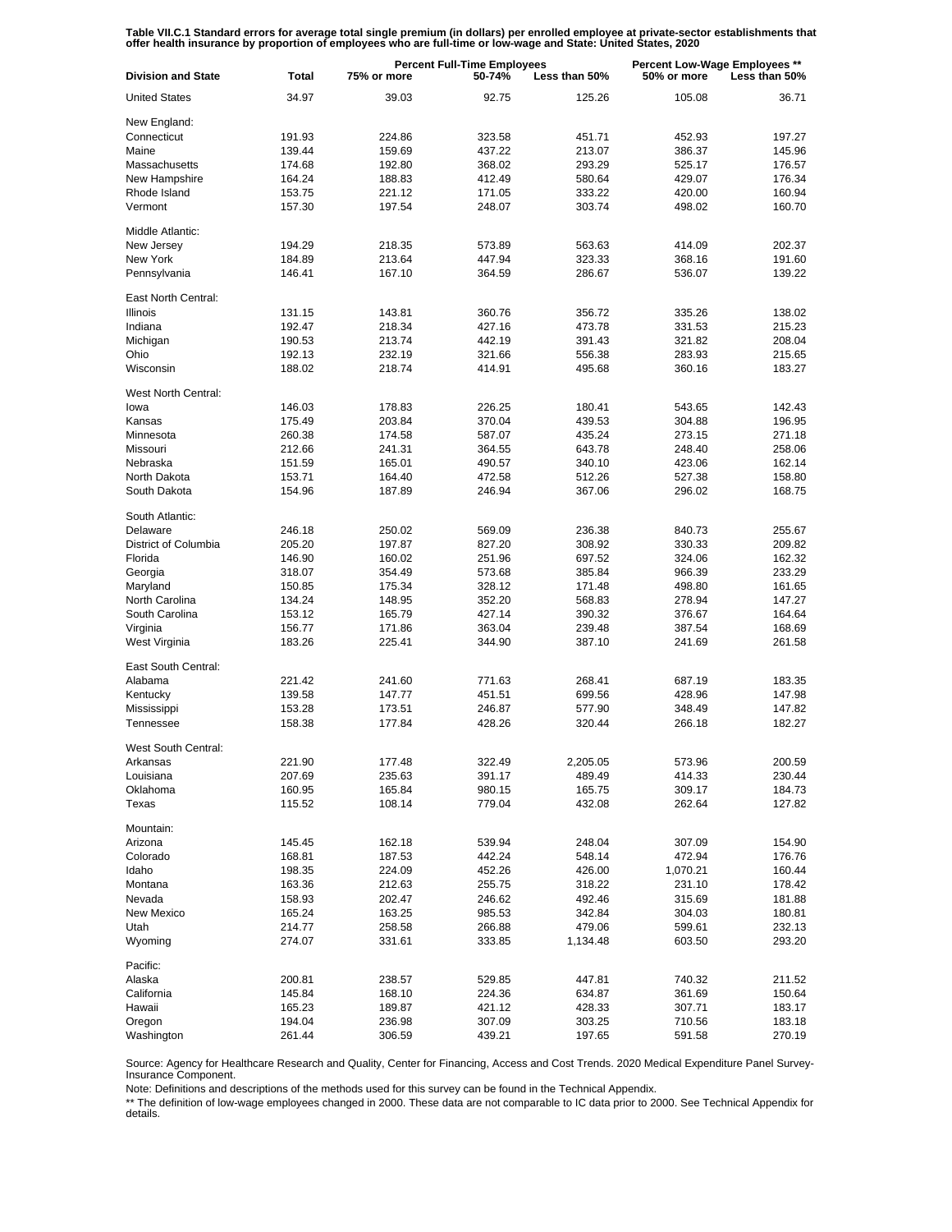**Table VII.C.1 Standard errors for average total single premium (in dollars) per enrolled employee at private-sector establishments that offer health insurance by proportion of employees who are full-time or low-wage and State: United States, 2020**

| Division and State | Total | Percent Full-Time Employees | | | Percent Low-Wage Employees ** | |
|---|---|---|---|---|---|---|
| | | 75% or more | 50-74% | Less than 50% | 50% or more | Less than 50% |
| United States | 34.97 | 39.03 | 92.75 | 125.26 | 105.08 | 36.71 |
| New England: | | | | | | |
| Connecticut | 191.93 | 224.86 | 323.58 | 451.71 | 452.93 | 197.27 |
| Maine | 139.44 | 159.69 | 437.22 | 213.07 | 386.37 | 145.96 |
| Massachusetts | 174.68 | 192.80 | 368.02 | 293.29 | 525.17 | 176.57 |
| New Hampshire | 164.24 | 188.83 | 412.49 | 580.64 | 429.07 | 176.34 |
| Rhode Island | 153.75 | 221.12 | 171.05 | 333.22 | 420.00 | 160.94 |
| Vermont | 157.30 | 197.54 | 248.07 | 303.74 | 498.02 | 160.70 |
| Middle Atlantic: | | | | | | |
| New Jersey | 194.29 | 218.35 | 573.89 | 563.63 | 414.09 | 202.37 |
| New York | 184.89 | 213.64 | 447.94 | 323.33 | 368.16 | 191.60 |
| Pennsylvania | 146.41 | 167.10 | 364.59 | 286.67 | 536.07 | 139.22 |
| East North Central: | | | | | | |
| Illinois | 131.15 | 143.81 | 360.76 | 356.72 | 335.26 | 138.02 |
| Indiana | 192.47 | 218.34 | 427.16 | 473.78 | 331.53 | 215.23 |
| Michigan | 190.53 | 213.74 | 442.19 | 391.43 | 321.82 | 208.04 |
| Ohio | 192.13 | 232.19 | 321.66 | 556.38 | 283.93 | 215.65 |
| Wisconsin | 188.02 | 218.74 | 414.91 | 495.68 | 360.16 | 183.27 |
| West North Central: | | | | | | |
| Iowa | 146.03 | 178.83 | 226.25 | 180.41 | 543.65 | 142.43 |
| Kansas | 175.49 | 203.84 | 370.04 | 439.53 | 304.88 | 196.95 |
| Minnesota | 260.38 | 174.58 | 587.07 | 435.24 | 273.15 | 271.18 |
| Missouri | 212.66 | 241.31 | 364.55 | 643.78 | 248.40 | 258.06 |
| Nebraska | 151.59 | 165.01 | 490.57 | 340.10 | 423.06 | 162.14 |
| North Dakota | 153.71 | 164.40 | 472.58 | 512.26 | 527.38 | 158.80 |
| South Dakota | 154.96 | 187.89 | 246.94 | 367.06 | 296.02 | 168.75 |
| South Atlantic: | | | | | | |
| Delaware | 246.18 | 250.02 | 569.09 | 236.38 | 840.73 | 255.67 |
| District of Columbia | 205.20 | 197.87 | 827.20 | 308.92 | 330.33 | 209.82 |
| Florida | 146.90 | 160.02 | 251.96 | 697.52 | 324.06 | 162.32 |
| Georgia | 318.07 | 354.49 | 573.68 | 385.84 | 966.39 | 233.29 |
| Maryland | 150.85 | 175.34 | 328.12 | 171.48 | 498.80 | 161.65 |
| North Carolina | 134.24 | 148.95 | 352.20 | 568.83 | 278.94 | 147.27 |
| South Carolina | 153.12 | 165.79 | 427.14 | 390.32 | 376.67 | 164.64 |
| Virginia | 156.77 | 171.86 | 363.04 | 239.48 | 387.54 | 168.69 |
| West Virginia | 183.26 | 225.41 | 344.90 | 387.10 | 241.69 | 261.58 |
| East South Central: | | | | | | |
| Alabama | 221.42 | 241.60 | 771.63 | 268.41 | 687.19 | 183.35 |
| Kentucky | 139.58 | 147.77 | 451.51 | 699.56 | 428.96 | 147.98 |
| Mississippi | 153.28 | 173.51 | 246.87 | 577.90 | 348.49 | 147.82 |
| Tennessee | 158.38 | 177.84 | 428.26 | 320.44 | 266.18 | 182.27 |
| West South Central: | | | | | | |
| Arkansas | 221.90 | 177.48 | 322.49 | 2,205.05 | 573.96 | 200.59 |
| Louisiana | 207.69 | 235.63 | 391.17 | 489.49 | 414.33 | 230.44 |
| Oklahoma | 160.95 | 165.84 | 980.15 | 165.75 | 309.17 | 184.73 |
| Texas | 115.52 | 108.14 | 779.04 | 432.08 | 262.64 | 127.82 |
| Mountain: | | | | | | |
| Arizona | 145.45 | 162.18 | 539.94 | 248.04 | 307.09 | 154.90 |
| Colorado | 168.81 | 187.53 | 442.24 | 548.14 | 472.94 | 176.76 |
| Idaho | 198.35 | 224.09 | 452.26 | 426.00 | 1,070.21 | 160.44 |
| Montana | 163.36 | 212.63 | 255.75 | 318.22 | 231.10 | 178.42 |
| Nevada | 158.93 | 202.47 | 246.62 | 492.46 | 315.69 | 181.88 |
| New Mexico | 165.24 | 163.25 | 985.53 | 342.84 | 304.03 | 180.81 |
| Utah | 214.77 | 258.58 | 266.88 | 479.06 | 599.61 | 232.13 |
| Wyoming | 274.07 | 331.61 | 333.85 | 1,134.48 | 603.50 | 293.20 |
| Pacific: | | | | | | |
| Alaska | 200.81 | 238.57 | 529.85 | 447.81 | 740.32 | 211.52 |
| California | 145.84 | 168.10 | 224.36 | 634.87 | 361.69 | 150.64 |
| Hawaii | 165.23 | 189.87 | 421.12 | 428.33 | 307.71 | 183.17 |
| Oregon | 194.04 | 236.98 | 307.09 | 303.25 | 710.56 | 183.18 |
| Washington | 261.44 | 306.59 | 439.21 | 197.65 | 591.58 | 270.19 |

Source: Agency for Healthcare Research and Quality, Center for Financing, Access and Cost Trends. 2020 Medical Expenditure Panel Survey-Insurance Component.

Note: Definitions and descriptions of the methods used for this survey can be found in the Technical Appendix.

** The definition of low-wage employees changed in 2000. These data are not comparable to IC data prior to 2000. See Technical Appendix for details.